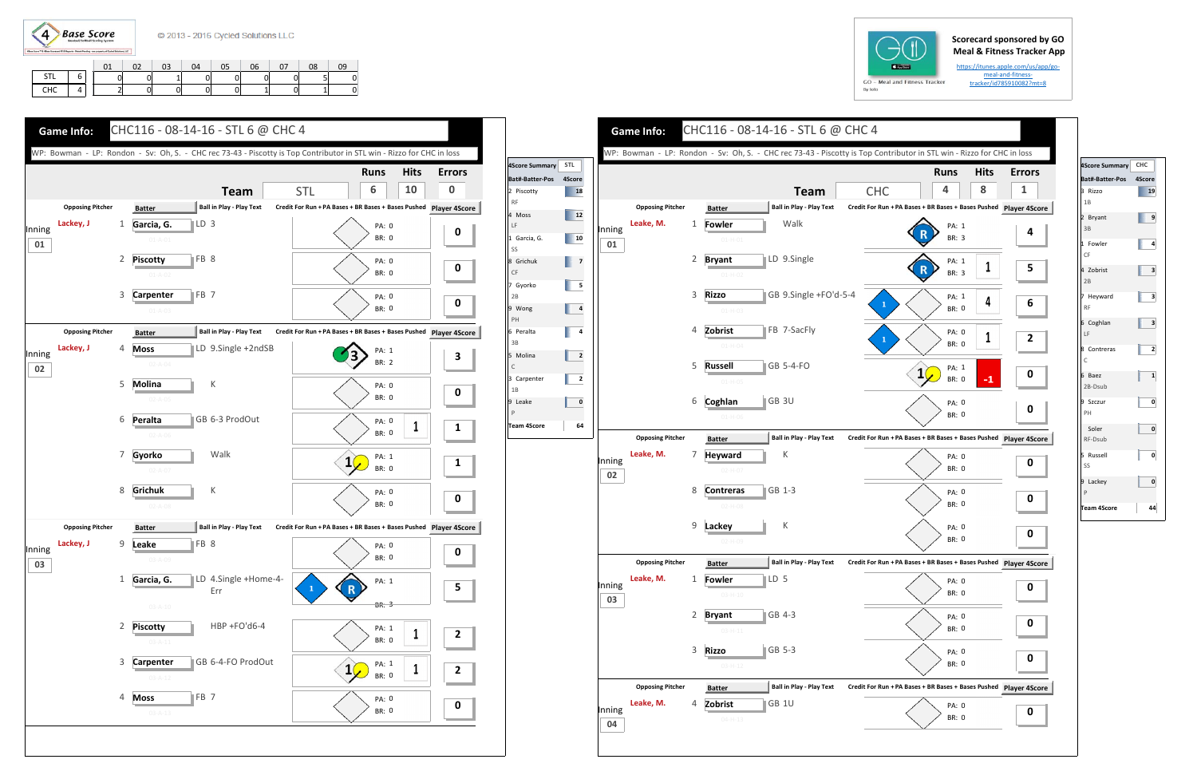4 Base Score

© 2013 - 2016 Cycled Solutions LLC

| | | 01 | 02 | 03 | 04 | 05 | 06 | 07 | 08 | 09 |
|---|---|---|---|---|---|---|---|---|---|---|
| STL | 6 | 0 | 0 | 1 | 0 | 0 | 0 | 0 | 5 | 0 |
| CHC | 4 | 2 | 0 | 0 | 0 | 0 | 1 | 0 | 1 | 0 |

Scorecard sponsored by GO Meal & Fitness Tracker App

https://itunes.apple.com/us/app/go-meal-and-fitness-tracker/id785910082?mt=8

## Game Info: CHC116 - 08-14-16 - STL 6 @ CHC 4

WP: Bowman - LP: Rondon - Sv: Oh, S. - CHC rec 73-43 - Piscotty is Top Contributor in STL win - Rizzo for CHC in loss

| Team | Runs | Hits | Errors |
|---|---|---|---|
| STL | 6 | 10 | 0 |

| Inning | Opposing Pitcher | # | Batter | Ball in Play - Play Text | PA | BR | Credit | Player 4Score |
|---|---|---|---|---|---|---|---|---|
| 01 | Lackey, J | 1 | Garcia, G. | LD 3 | 0 | 0 | | 0 |
| | | 2 | Piscotty | FB 8 | 0 | 0 | | 0 |
| | | 3 | Carpenter | FB 7 | 0 | 0 | | 0 |
| 02 | Lackey, J | 4 | Moss | LD 9.Single +2ndSB | 1 | 2 | | 3 |
| | | 5 | Molina | K | 0 | 0 | | 0 |
| | | 6 | Peralta | GB 6-3 ProdOut | 0 | 0 | 1 | 1 |
| | | 7 | Gyorko | Walk | 1 | 0 | | 1 |
| | | 8 | Grichuk | K | 0 | 0 | | 0 |
| 03 | Lackey, J | 9 | Leake | FB 8 | 0 | 0 | | 0 |
| | | 1 | Garcia, G. | LD 4.Single +Home-4-Err | 1 | 3 | 1 | 5 |
| | | 2 | Piscotty | HBP +FO'd6-4 | 1 | 0 | 1 | 2 |
| | | 3 | Carpenter | GB 6-4-FO ProdOut | 1 | 0 | 1 | 2 |
| | | 4 | Moss | FB 7 | 0 | 0 | | 0 |

| 4Score Summary STL | |
|---|---|
| Bat#-Batter-Pos | 4Score |
| 2 Piscotty RF | 18 |
| 4 Moss LF | 12 |
| 1 Garcia, G. SS | 10 |
| 8 Grichuk CF | 7 |
| 7 Gyorko 2B | 5 |
| 9 Wong PH | 4 |
| 6 Peralta 3B | 4 |
| 5 Molina C | 2 |
| 3 Carpenter 1B | 2 |
| 9 Leake P | 0 |
| Team 4Score | 64 |

## Game Info: CHC116 - 08-14-16 - STL 6 @ CHC 4

WP: Bowman - LP: Rondon - Sv: Oh, S. - CHC rec 73-43 - Piscotty is Top Contributor in STL win - Rizzo for CHC in loss

| Team | Runs | Hits | Errors |
|---|---|---|---|
| CHC | 4 | 8 | 1 |

| Inning | Opposing Pitcher | # | Batter | Ball in Play - Play Text | PA | BR | Credit | Player 4Score |
|---|---|---|---|---|---|---|---|---|
| 01 | Leake, M. | 1 | Fowler | Walk | 1 | 3 | | 4 |
| | | 2 | Bryant | LD 9.Single | 1 | 3 | 1 | 5 |
| | | 3 | Rizzo | GB 9.Single +FO'd-5-4 | 1 | 0 | 4 | 6 |
| | | 4 | Zobrist | FB 7-SacFly | 0 | 0 | 1 | 2 |
| | | 5 | Russell | GB 5-4-FO | 1 | 0 | -1 | 0 |
| | | 6 | Coghlan | GB 3U | 0 | 0 | | 0 |
| 02 | Leake, M. | 7 | Heyward | K | 0 | 0 | | 0 |
| | | 8 | Contreras | GB 1-3 | 0 | 0 | | 0 |
| | | 9 | Lackey | K | 0 | 0 | | 0 |
| 03 | Leake, M. | 1 | Fowler | LD 5 | 0 | 0 | | 0 |
| | | 2 | Bryant | GB 4-3 | 0 | 0 | | 0 |
| | | 3 | Rizzo | GB 5-3 | 0 | 0 | | 0 |
| 04 | Leake, M. | 4 | Zobrist | GB 1U | 0 | 0 | | 0 |

| 4Score Summary CHC | |
|---|---|
| Bat#-Batter-Pos | 4Score |
| 3 Rizzo 1B | 19 |
| 2 Bryant 3B | 9 |
| 1 Fowler CF | 4 |
| 4 Zobrist 2B | 3 |
| 7 Heyward RF | 3 |
| 6 Coghlan LF | 3 |
| 8 Contreras C | 2 |
| 6 Baez 2B-Dsub | 1 |
| 9 Szczur PH | 0 |
| Soler RF-Dsub | 0 |
| 5 Russell SS | 0 |
| 9 Lackey P | 0 |
| Team 4Score | 44 |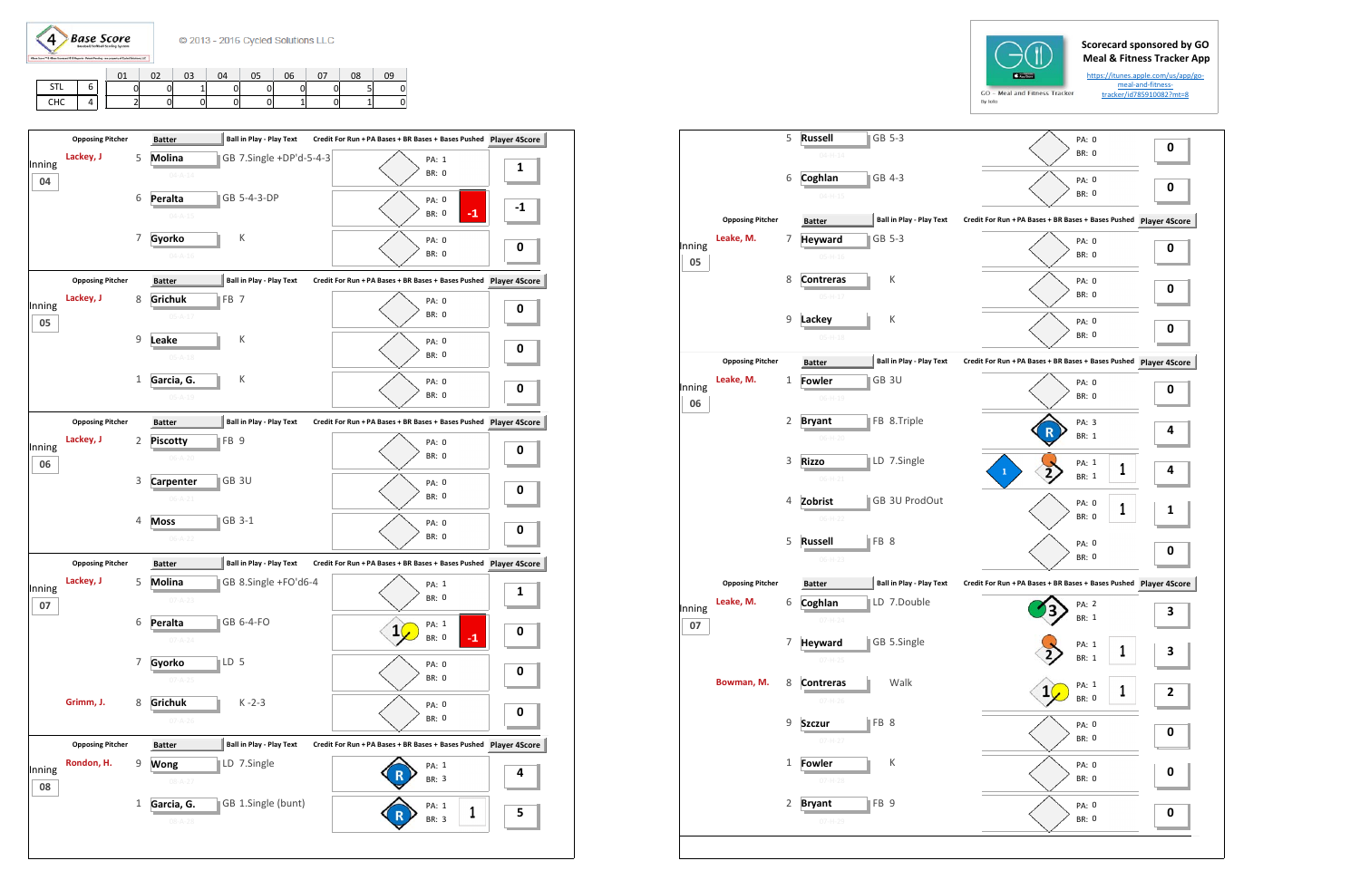4 Base Score

© 2013 - 2016 Cycled Solutions LLC

| | | 01 | 02 | 03 | 04 | 05 | 06 | 07 | 08 | 09 |
|---|---|---|---|---|---|---|---|---|---|---|
| STL | 6 | 0 | 0 | 1 | 0 | 0 | 0 | 0 | 5 | 0 |
| CHC | 4 | 2 | 0 | 0 | 0 | 0 | 1 | 0 | 1 | 0 |

Scorecard sponsored by GO Meal & Fitness Tracker App

https://itunes.apple.com/us/app/go-meal-and-fitness-tracker/id785910082?mt=8

GO - Meal and Fitness Tracker

## Inning 04

| Opposing Pitcher | # | Batter | Ball in Play - Play Text | Credit For Run + PA Bases + BR Bases + Bases Pushed | Player 4Score |
|---|---|---|---|---|---|
| Lackey, J | 5 | Molina | GB 7.Single +DP'd-5-4-3 | PA: 1 BR: 0 | 1 |
| | 6 | Peralta | GB 5-4-3-DP | PA: 0 BR: 0 -1 | -1 |
| | 7 | Gyorko | K | PA: 0 BR: 0 | 0 |

## Inning 05

| Opposing Pitcher | # | Batter | Ball in Play - Play Text | Credit For Run + PA Bases + BR Bases + Bases Pushed | Player 4Score |
|---|---|---|---|---|---|
| Lackey, J | 8 | Grichuk | FB 7 | PA: 0 BR: 0 | 0 |
| | 9 | Leake | K | PA: 0 BR: 0 | 0 |
| | 1 | Garcia, G. | K | PA: 0 BR: 0 | 0 |

## Inning 06

| Opposing Pitcher | # | Batter | Ball in Play - Play Text | Credit For Run + PA Bases + BR Bases + Bases Pushed | Player 4Score |
|---|---|---|---|---|---|
| Lackey, J | 2 | Piscotty | FB 9 | PA: 0 BR: 0 | 0 |
| | 3 | Carpenter | GB 3U | PA: 0 BR: 0 | 0 |
| | 4 | Moss | GB 3-1 | PA: 0 BR: 0 | 0 |

## Inning 07

| Opposing Pitcher | # | Batter | Ball in Play - Play Text | Credit For Run + PA Bases + BR Bases + Bases Pushed | Player 4Score |
|---|---|---|---|---|---|
| Lackey, J | 5 | Molina | GB 8.Single +FO'd6-4 | PA: 1 BR: 0 | 1 |
| | 6 | Peralta | GB 6-4-FO | 1 PA: 1 BR: 0 -1 | 0 |
| | 7 | Gyorko | LD 5 | PA: 0 BR: 0 | 0 |
| Grimm, J. | 8 | Grichuk | K -2-3 | PA: 0 BR: 0 | 0 |

## Inning 08

| Opposing Pitcher | # | Batter | Ball in Play - Play Text | Credit For Run + PA Bases + BR Bases + Bases Pushed | Player 4Score |
|---|---|---|---|---|---|
| Rondon, H. | 9 | Wong | LD 7.Single | R PA: 1 BR: 3 | 4 |
| | 1 | Garcia, G. | GB 1.Single (bunt) | R PA: 1 BR: 3 1 | 5 |

## Inning 04 (continued)

| Opposing Pitcher | # | Batter | Ball in Play - Play Text | Credit For Run + PA Bases + BR Bases + Bases Pushed | Player 4Score |
|---|---|---|---|---|---|
| | 5 | Russell | GB 5-3 | PA: 0 BR: 0 | 0 |
| | 6 | Coghlan | GB 4-3 | PA: 0 BR: 0 | 0 |

## Inning 05

| Opposing Pitcher | # | Batter | Ball in Play - Play Text | Credit For Run + PA Bases + BR Bases + Bases Pushed | Player 4Score |
|---|---|---|---|---|---|
| Leake, M. | 7 | Heyward | GB 5-3 | PA: 0 BR: 0 | 0 |
| | 8 | Contreras | K | PA: 0 BR: 0 | 0 |
| | 9 | Lackey | K | PA: 0 BR: 0 | 0 |

## Inning 06

| Opposing Pitcher | # | Batter | Ball in Play - Play Text | Credit For Run + PA Bases + BR Bases + Bases Pushed | Player 4Score |
|---|---|---|---|---|---|
| Leake, M. | 1 | Fowler | GB 3U | PA: 0 BR: 0 | 0 |
| | 2 | Bryant | FB 8.Triple | R PA: 3 BR: 1 | 4 |
| | 3 | Rizzo | LD 7.Single | 1 2 PA: 1 BR: 1 1 | 4 |
| | 4 | Zobrist | GB 3U ProdOut | PA: 0 BR: 0 1 | 1 |
| | 5 | Russell | FB 8 | PA: 0 BR: 0 | 0 |

## Inning 07

| Opposing Pitcher | # | Batter | Ball in Play - Play Text | Credit For Run + PA Bases + BR Bases + Bases Pushed | Player 4Score |
|---|---|---|---|---|---|
| Leake, M. | 6 | Coghlan | LD 7.Double | 3 PA: 2 BR: 1 | 3 |
| | 7 | Heyward | GB 5.Single | 2 PA: 1 BR: 1 1 | 3 |
| Bowman, M. | 8 | Contreras | Walk | 1 PA: 1 BR: 0 1 | 2 |
| | 9 | Szczur | FB 8 | PA: 0 BR: 0 | 0 |
| | 1 | Fowler | K | PA: 0 BR: 0 | 0 |
| | 2 | Bryant | FB 9 | PA: 0 BR: 0 | 0 |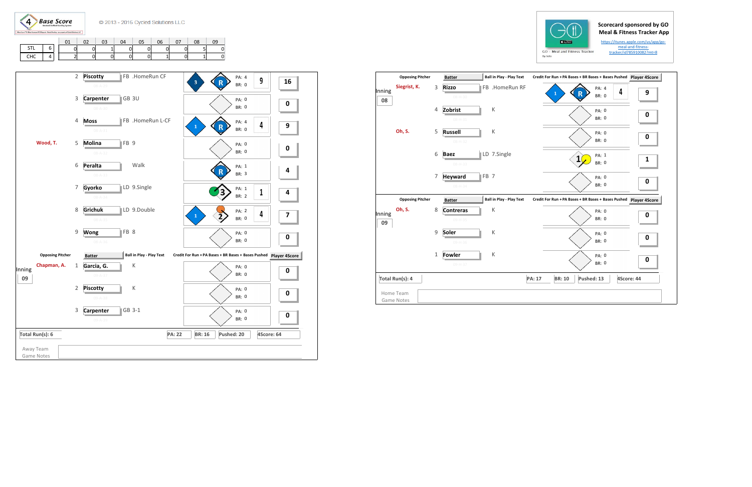4 Base Score

© 2013 - 2016 Cycled Solutions LLC

| | | 01 | 02 | 03 | 04 | 05 | 06 | 07 | 08 | 09 |
|---|---|---|---|---|---|---|---|---|---|---|
| STL | 6 | 0 | 0 | 1 | 0 | 0 | 0 | 0 | 5 | 0 |
| CHC | 4 | 2 | 0 | 0 | 0 | 0 | 1 | 0 | 1 | 0 |

Scorecard sponsored by GO Meal & Fitness Tracker App

https://itunes.apple.com/us/app/go-meal-and-fitness-tracker/id785910082?mt=8

GO - Meal and Fitness Tracker

## Away Team (STL)

| Opposing Pitcher | # | Batter | Ball in Play - Play Text | Credit For Run + PA Bases + BR Bases + Bases Pushed | Player 4Score |
|---|---|---|---|---|---|
| | 2 | Piscotty | FB .HomeRun CF | PA: 4 BR: 0 (9) | 16 |
| | 3 | Carpenter | GB 3U | PA: 0 BR: 0 | 0 |
| | 4 | Moss | FB .HomeRun L-CF | PA: 4 BR: 0 (4) | 9 |
| Wood, T. | 5 | Molina | FB 9 | PA: 0 BR: 0 | 0 |
| | 6 | Peralta | Walk | PA: 1 BR: 3 | 4 |
| | 7 | Gyorko | LD 9.Single | PA: 1 BR: 2 (1) | 4 |
| | 8 | Grichuk | LD 9.Double | PA: 2 BR: 0 (4) | 7 |
| | 9 | Wong | FB 8 | PA: 0 BR: 0 | 0 |

Inning 09

| Opposing Pitcher | # | Batter | Ball in Play - Play Text | Credit For Run + PA Bases + BR Bases + Bases Pushed | Player 4Score |
|---|---|---|---|---|---|
| Chapman, A. | 1 | Garcia, G. | K | PA: 0 BR: 0 | 0 |
| | 2 | Piscotty | K | PA: 0 BR: 0 | 0 |
| | 3 | Carpenter | GB 3-1 | PA: 0 BR: 0 | 0 |

Total Run(s): 6 | PA: 22 | BR: 16 | Pushed: 20 | 4Score: 64

Away Team Game Notes

## Home Team (CHC)

Inning 08

| Opposing Pitcher | # | Batter | Ball in Play - Play Text | Credit For Run + PA Bases + BR Bases + Bases Pushed | Player 4Score |
|---|---|---|---|---|---|
| Siegrist, K. | 3 | Rizzo | FB .HomeRun RF | PA: 4 BR: 0 (4) | 9 |
| | 4 | Zobrist | K | PA: 0 BR: 0 | 0 |
| Oh, S. | 5 | Russell | K | PA: 0 BR: 0 | 0 |
| | 6 | Baez | LD 7.Single | PA: 1 BR: 0 | 1 |
| | 7 | Heyward | FB 7 | PA: 0 BR: 0 | 0 |

Inning 09

| Opposing Pitcher | # | Batter | Ball in Play - Play Text | Credit For Run + PA Bases + BR Bases + Bases Pushed | Player 4Score |
|---|---|---|---|---|---|
| Oh, S. | 8 | Contreras | K | PA: 0 BR: 0 | 0 |
| | 9 | Soler | K | PA: 0 BR: 0 | 0 |
| | 1 | Fowler | K | PA: 0 BR: 0 | 0 |

Total Run(s): 4 | PA: 17 | BR: 10 | Pushed: 13 | 4Score: 44

Home Team Game Notes